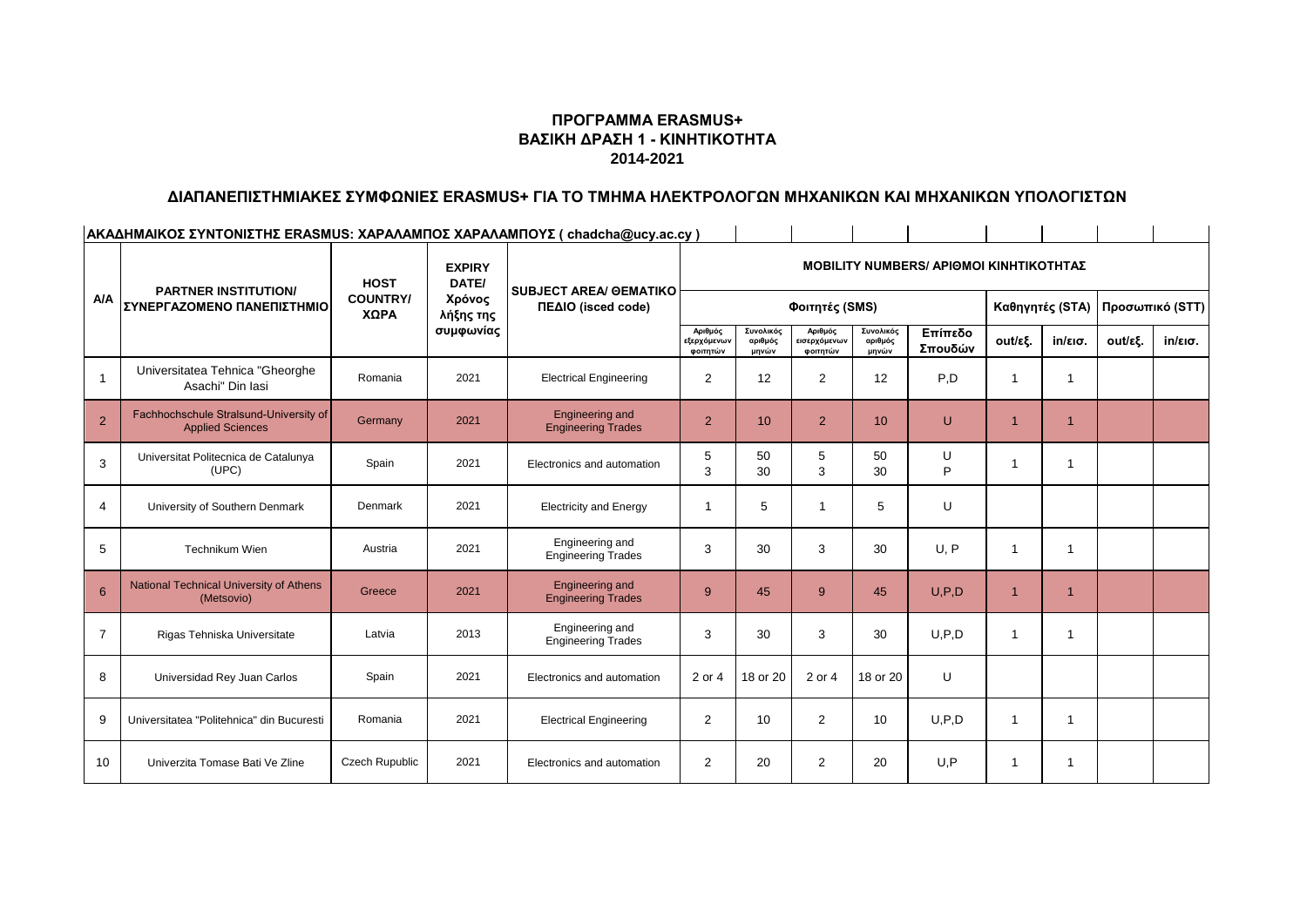## ΠΡΟΓΡΑΜΜΑ ERASMUS+
## ΒΑΣΙΚΗ ΔΡΑΣΗ 1 - ΚΙΝΗΤΙΚΟΤΗΤΑ
## 2014-2021

### ΔΙΑΠΑΝΕΠΙΣΤΗΜΙΑΚΕΣ ΣΥΜΦΩΝΙΕΣ ERASMUS+ ΓΙΑ ΤΟ ΤΜΗΜΑ ΗΛΕΚΤΡΟΛΟΓΩΝ ΜΗΧΑΝΙΚΩΝ ΚΑΙ ΜΗΧΑΝΙΚΩΝ ΥΠΟΛΟΓΙΣΤΩΝ

**ΑΚΑΔΗΜΑΙΚΟΣ ΣΥΝΤΟΝΙΣΤΗΣ ERASMUS: ΧΑΡΑΛΑΜΠΟΣ ΧΑΡΑΛΑΜΠΟΥΣ ( chadcha@ucy.ac.cy )**

| A/A | PARTNER INSTITUTION/ ΣΥΝΕΡΓΑΖΟΜΕΝΟ ΠΑΝΕΠΙΣΤΗΜΙΟ | HOST COUNTRY/ ΧΩΡΑ | EXPIRY DATE/ Χρόνος λήξης της συμφωνίας | SUBJECT AREA/ ΘΕΜΑΤΙΚΟ ΠΕΔΙΟ (isced code) | MOBILITY NUMBERS/ ΑΡΙΘΜΟΙ ΚΙΝΗΤΙΚΟΤΗΤΑΣ | | | | | | | | |
|---|---|---|---|---|---|---|---|---|---|---|---|---|---|
| | | | | | Φοιτητές (SMS) | | | | | Καθηγητές (STA) | | Προσωπικό (STT) | |
| | | | | | Αριθμός εξερχόμενων φοιτητών | Συνολικός αριθμός μηνών | Αριθμός εισερχόμενων φοιτητών | Συνολικός αριθμός μηνών | Επίπεδο Σπουδών | out/εξ. | in/εισ. | out/εξ. | in/εισ. |
| 1 | Universitatea Tehnica "Gheorghe Asachi" Din Iasi | Romania | 2021 | Electrical Engineering | 2 | 12 | 2 | 12 | P,D | 1 | 1 | | |
| 2 | Fachhochschule Stralsund-University of Applied Sciences | Germany | 2021 | Engineering and Engineering Trades | 2 | 10 | 2 | 10 | U | 1 | 1 | | |
| 3 | Universitat Politecnica de Catalunya (UPC) | Spain | 2021 | Electronics and automation | 5<br>3 | 50<br>30 | 5<br>3 | 50<br>30 | U<br>P | 1 | 1 | | |
| 4 | University of Southern Denmark | Denmark | 2021 | Electricity and Energy | 1 | 5 | 1 | 5 | U | | | | |
| 5 | Technikum Wien | Austria | 2021 | Engineering and Engineering Trades | 3 | 30 | 3 | 30 | U, P | 1 | 1 | | |
| 6 | National Technical University of Athens (Metsovio) | Greece | 2021 | Engineering and Engineering Trades | 9 | 45 | 9 | 45 | U,P,D | 1 | 1 | | |
| 7 | Rigas Tehniska Universitate | Latvia | 2013 | Engineering and Engineering Trades | 3 | 30 | 3 | 30 | U,P,D | 1 | 1 | | |
| 8 | Universidad Rey Juan Carlos | Spain | 2021 | Electronics and automation | 2 or 4 | 18 or 20 | 2 or 4 | 18 or 20 | U | | | | |
| 9 | Universitatea "Politehnica" din Bucuresti | Romania | 2021 | Electrical Engineering | 2 | 10 | 2 | 10 | U,P,D | 1 | 1 | | |
| 10 | Univerzita Tomase Bati Ve Zline | Czech Rupublic | 2021 | Electronics and automation | 2 | 20 | 2 | 20 | U,P | 1 | 1 | | |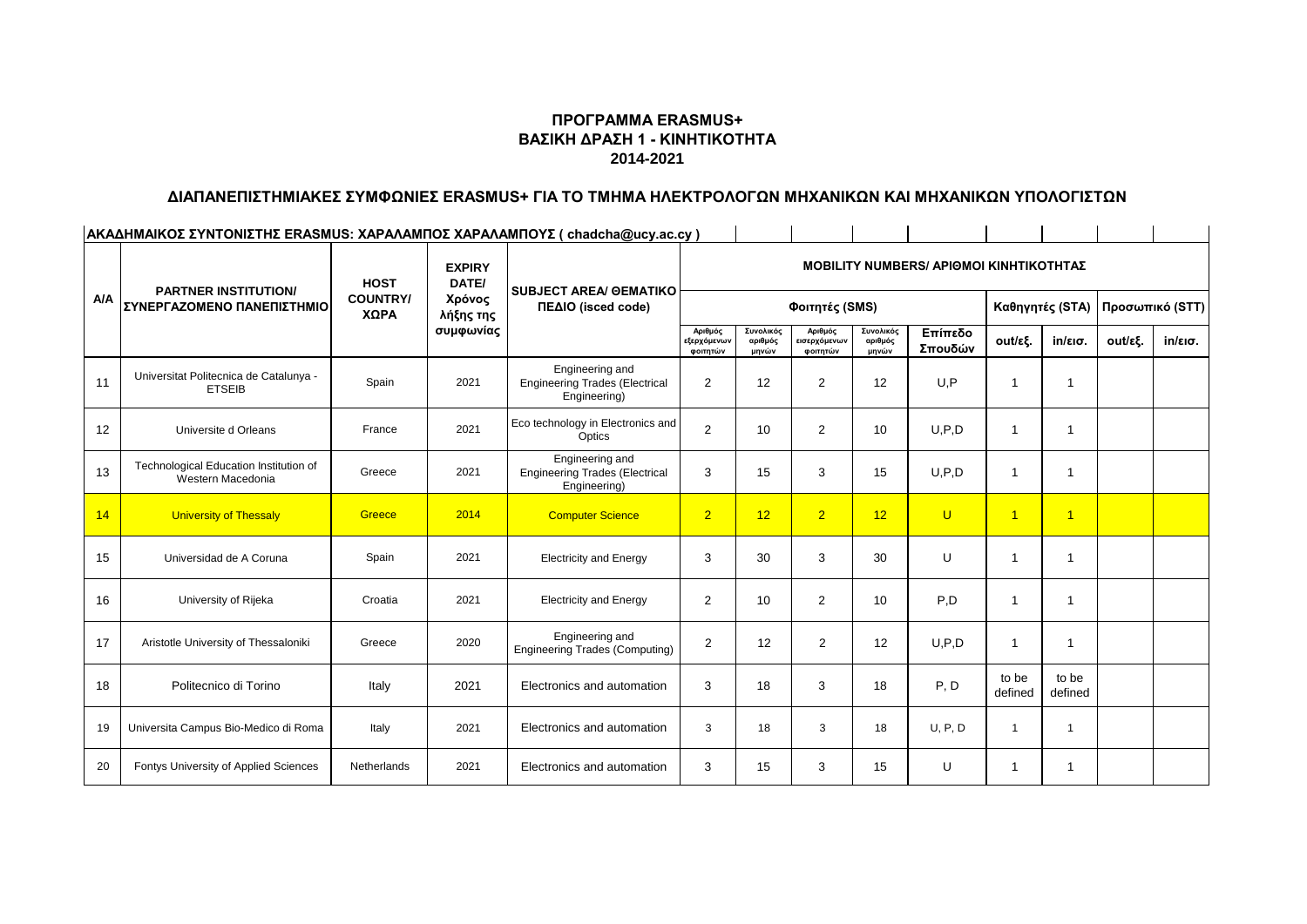# ΠΡΟΓΡΑΜΜΑ ERASMUS+
# ΒΑΣΙΚΗ ΔΡΑΣΗ 1 - ΚΙΝΗΤΙΚΟΤΗΤΑ
# 2014-2021

## ΔΙΑΠΑΝΕΠΙΣΤΗΜΙΑΚΕΣ ΣΥΜΦΩΝΙΕΣ ERASMUS+ ΓΙΑ ΤΟ ΤΜΗΜΑ ΗΛΕΚΤΡΟΛΟΓΩΝ ΜΗΧΑΝΙΚΩΝ ΚΑΙ ΜΗΧΑΝΙΚΩΝ ΥΠΟΛΟΓΙΣΤΩΝ

**ΑΚΑΔΗΜΑΙΚΟΣ ΣΥΝΤΟΝΙΣΤΗΣ ERASMUS: ΧΑΡΑΛΑΜΠΟΣ ΧΑΡΑΛΑΜΠΟΥΣ ( chadcha@ucy.ac.cy )**

| A/A | PARTNER INSTITUTION/ ΣΥΝΕΡΓΑΖΟΜΕΝΟ ΠΑΝΕΠΙΣΤΗΜΙΟ | HOST COUNTRY/ ΧΩΡΑ | EXPIRY DATE/ Χρόνος λήξης της συμφωνίας | SUBJECT AREA/ ΘΕΜΑΤΙΚΟ ΠΕΔΙΟ (isced code) | MOBILITY NUMBERS/ ΑΡΙΘΜΟΙ ΚΙΝΗΤΙΚΟΤΗΤΑΣ | | | | | | | | |
|---|---|---|---|---|---|---|---|---|---|---|---|---|---|
| | | | | | Φοιτητές (SMS) | | | | | Καθηγητές (STA) | | Προσωπικό (STT) | |
| | | | | | Αριθμός εξερχόμενων φοιτητών | Συνολικός αριθμός μηνών | Αριθμός εισερχόμενων φοιτητών | Συνολικός αριθμός μηνών | Επίπεδο Σπουδών | out/εξ. | in/εισ. | out/εξ. | in/εισ. |
| 11 | Universitat Politecnica de Catalunya - ETSEIB | Spain | 2021 | Engineering and Engineering Trades (Electrical Engineering) | 2 | 12 | 2 | 12 | U,P | 1 | 1 | | |
| 12 | Universite d Orleans | France | 2021 | Eco technology in Electronics and Optics | 2 | 10 | 2 | 10 | U,P,D | 1 | 1 | | |
| 13 | Technological Education Institution of Western Macedonia | Greece | 2021 | Engineering and Engineering Trades (Electrical Engineering) | 3 | 15 | 3 | 15 | U,P,D | 1 | 1 | | |
| 14 | University of Thessaly | Greece | 2014 | Computer Science | 2 | 12 | 2 | 12 | U | 1 | 1 | | |
| 15 | Universidad de A Coruna | Spain | 2021 | Electricity and Energy | 3 | 30 | 3 | 30 | U | 1 | 1 | | |
| 16 | University of Rijeka | Croatia | 2021 | Electricity and Energy | 2 | 10 | 2 | 10 | P,D | 1 | 1 | | |
| 17 | Aristotle University of Thessaloniki | Greece | 2020 | Engineering and Engineering Trades (Computing) | 2 | 12 | 2 | 12 | U,P,D | 1 | 1 | | |
| 18 | Politecnico di Torino | Italy | 2021 | Electronics and automation | 3 | 18 | 3 | 18 | P, D | to be defined | to be defined | | |
| 19 | Universita Campus Bio-Medico di Roma | Italy | 2021 | Electronics and automation | 3 | 18 | 3 | 18 | U, P, D | 1 | 1 | | |
| 20 | Fontys University of Applied Sciences | Netherlands | 2021 | Electronics and automation | 3 | 15 | 3 | 15 | U | 1 | 1 | | |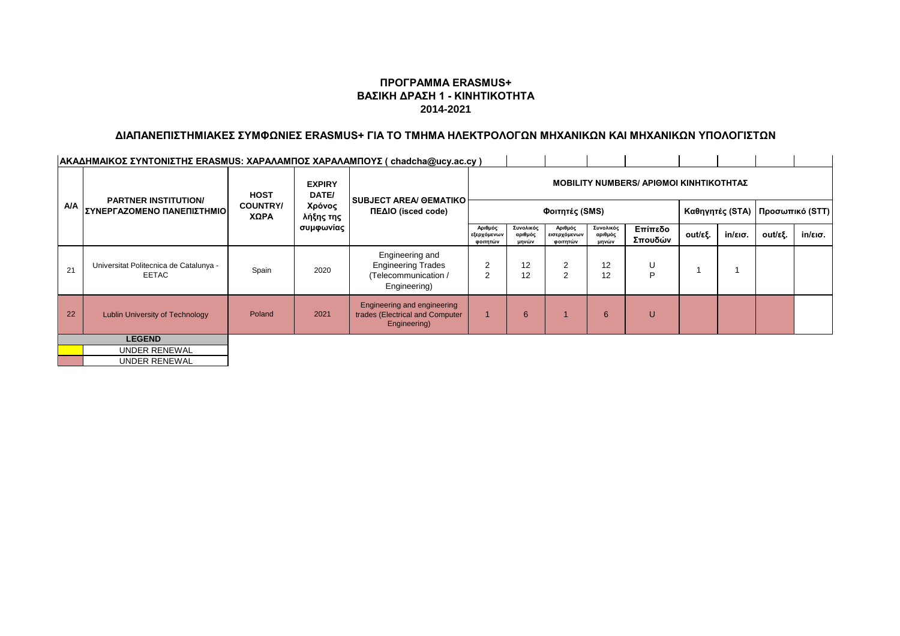**ΠΡΟΓΡΑΜΜΑ ERASMUS+**
**ΒΑΣΙΚΗ ΔΡΑΣΗ 1 - ΚΙΝΗΤΙΚΟΤΗΤΑ**
**2014-2021**

**ΔΙΑΠΑΝΕΠΙΣΤΗΜΙΑΚΕΣ ΣΥΜΦΩΝΙΕΣ ERASMUS+ ΓΙΑ ΤΟ ΤΜΗΜΑ ΗΛΕΚΤΡΟΛΟΓΩΝ ΜΗΧΑΝΙΚΩΝ ΚΑΙ ΜΗΧΑΝΙΚΩΝ ΥΠΟΛΟΓΙΣΤΩΝ**

**ΑΚΑΔΗΜΑΙΚΟΣ ΣΥΝΤΟΝΙΣΤΗΣ ERASMUS: ΧΑΡΑΛΑΜΠΟΣ ΧΑΡΑΛΑΜΠΟΥΣ ( chadcha@ucy.ac.cy )**

| A/A | PARTNER INSTITUTION/ ΣΥΝΕΡΓΑΖΟΜΕΝΟ ΠΑΝΕΠΙΣΤΗΜΙΟ | HOST COUNTRY/ ΧΩΡΑ | EXPIRY DATE/ Χρόνος λήξης της συμφωνίας | SUBJECT AREA/ ΘΕΜΑΤΙΚΟ ΠΕΔΙΟ (isced code) | MOBILITY NUMBERS/ ΑΡΙΘΜΟΙ ΚΙΝΗΤΙΚΟΤΗΤΑΣ | | | | | | | | |
|---|---|---|---|---|---|---|---|---|---|---|---|---|---|
| | | | | | Φοιτητές (SMS) | | | | | Καθηγητές (STA) | | Προσωπικό (STT) | |
| | | | | | Αριθμός εξερχόμενων φοιτητών | Συνολικός αριθμός μηνών | Αριθμός εισερχόμενων φοιτητών | Συνολικός αριθμός μηνών | Επίπεδο Σπουδών | out/εξ. | in/εισ. | out/εξ. | in/εισ. |
| 21 | Universitat Politecnica de Catalunya - EETAC | Spain | 2020 | Engineering and Engineering Trades (Telecommunication / Engineering) | 2<br>2 | 12<br>12 | 2<br>2 | 12<br>12 | U<br>P | 1 | 1 | | |
| 22 | Lublin University of Technology | Poland | 2021 | Engineering and engineering trades (Electrical and Computer Engineering) | 1 | 6 | 1 | 6 | U | | | | |

| LEGEND | |
|---|---|
| (yellow) | UNDER RENEWAL |
| (pink) | UNDER RENEWAL |